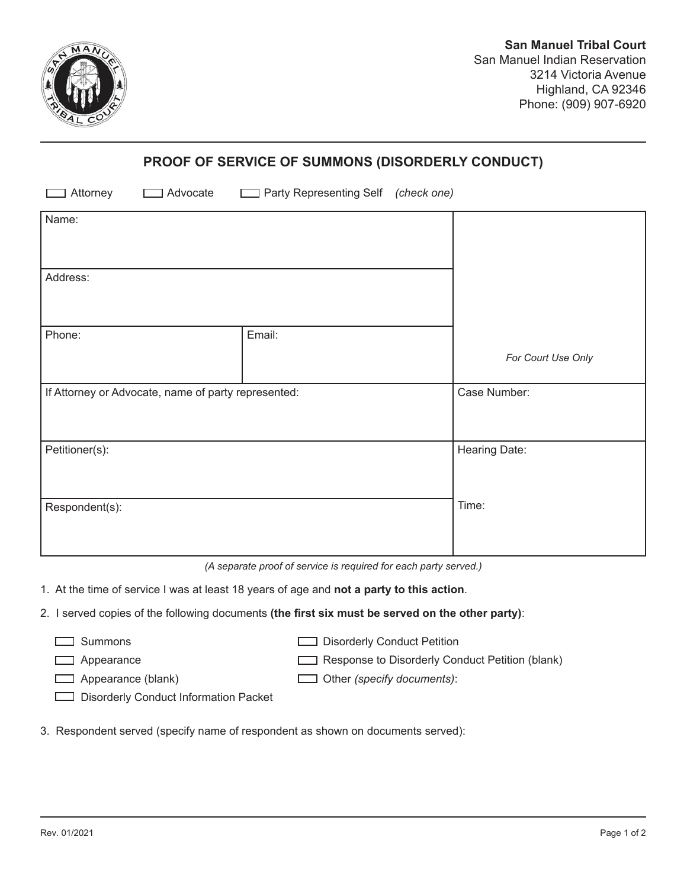**San Manuel Tribal Court**
San Manuel Indian Reservation
3214 Victoria Avenue
Highland, CA 92346
Phone: (909) 907-6920

## PROOF OF SERVICE OF SUMMONS (DISORDERLY CONDUCT)

☐ Attorney ☐ Advocate ☐ Party Representing Self *(check one)*

| | |
|---|---|
| Name: | *For Court Use Only* |
| Address: | |
| Phone: &nbsp;&nbsp;&nbsp;&nbsp; Email: | |
| If Attorney or Advocate, name of party represented: | Case Number: |
| Petitioner(s): | Hearing Date: |
| Respondent(s): | Time: |

*(A separate proof of service is required for each party served.)*

1. At the time of service I was at least 18 years of age and **not a party to this action**.

2. I served copies of the following documents **(the first six must be served on the other party)**:

   ☐ Summons
   ☐ Appearance
   ☐ Appearance (blank)
   ☐ Disorderly Conduct Information Packet
   ☐ Disorderly Conduct Petition
   ☐ Response to Disorderly Conduct Petition (blank)
   ☐ Other *(specify documents)*:

3. Respondent served (specify name of respondent as shown on documents served):

Rev. 01/2021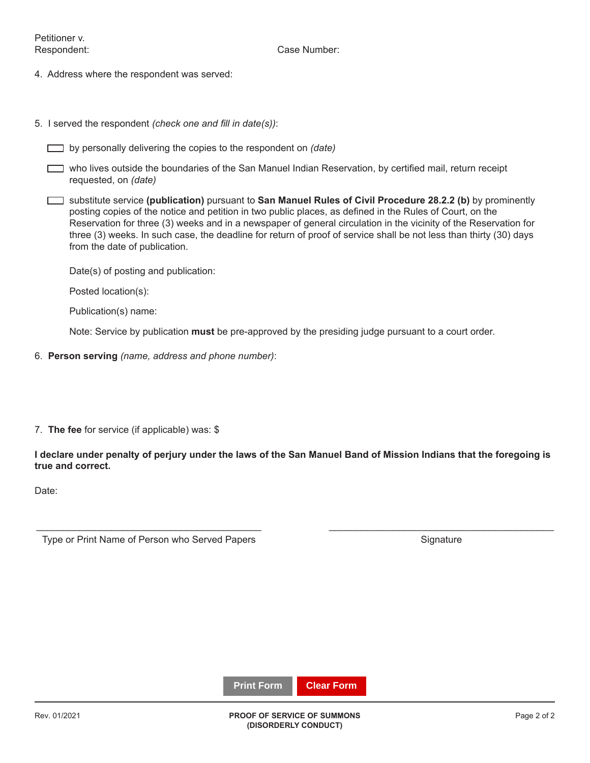Petitioner v.
Respondent: Case Number:

4. Address where the respondent was served:

5. I served the respondent *(check one and fill in date(s))*:

- ☐ by personally delivering the copies to the respondent on *(date)*
- ☐ who lives outside the boundaries of the San Manuel Indian Reservation, by certified mail, return receipt requested, on *(date)*
- ☐ substitute service **(publication)** pursuant to **San Manuel Rules of Civil Procedure 28.2.2 (b)** by prominently posting copies of the notice and petition in two public places, as defined in the Rules of Court, on the Reservation for three (3) weeks and in a newspaper of general circulation in the vicinity of the Reservation for three (3) weeks. In such case, the deadline for return of proof of service shall be not less than thirty (30) days from the date of publication.

  Date(s) of posting and publication:

  Posted location(s):

  Publication(s) name:

  Note: Service by publication **must** be pre-approved by the presiding judge pursuant to a court order.

6. **Person serving** *(name, address and phone number)*:

7. **The fee** for service (if applicable) was: $

**I declare under penalty of perjury under the laws of the San Manuel Band of Mission Indians that the foregoing is true and correct.**

Date:

\_\_\_\_\_\_\_\_\_\_\_\_\_\_\_\_\_\_\_\_\_\_\_\_\_\_\_\_\_\_\_\_\_\_\_\_\_\_\_\_\_\_
Type or Print Name of Person who Served Papers

\_\_\_\_\_\_\_\_\_\_\_\_\_\_\_\_\_\_\_\_\_\_\_\_\_\_\_\_\_\_\_\_\_\_\_\_\_\_\_\_\_\_
Signature

Print Form Clear Form

Rev. 01/2021

PROOF OF SERVICE OF SUMMONS (DISORDERLY CONDUCT)